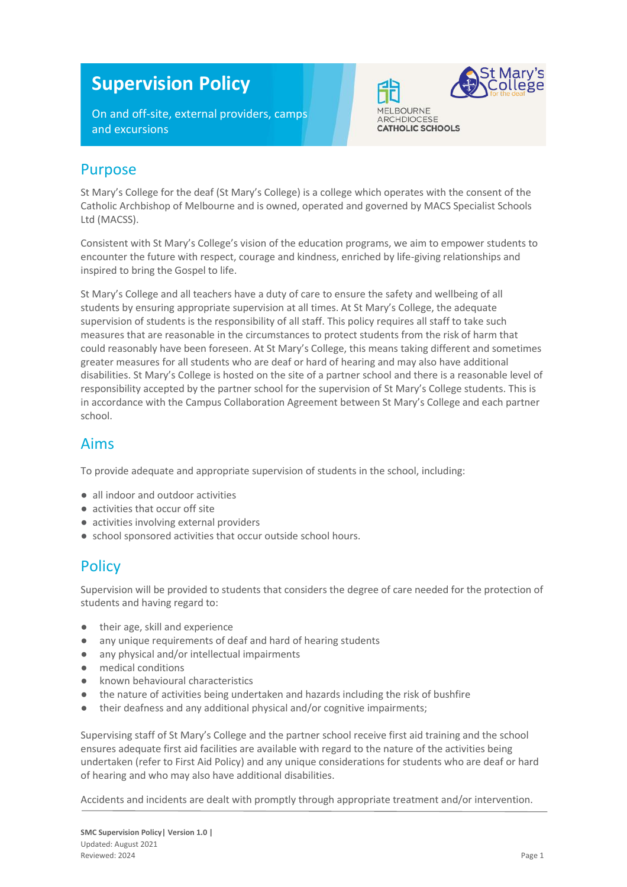# Supervision Policy

On and off-site, external providers, camps and excursions

## Purpose

St Mary's College for the deaf (St Mary's College) is a college which operates with the consent of the Catholic Archbishop of Melbourne and is owned, operated and governed by MACS Specialist Schools Ltd (MACSS).

Consistent with St Mary's College's vision of the education programs, we aim to empower students to encounter the future with respect, courage and kindness, enriched by life-giving relationships and inspired to bring the Gospel to life.

St Mary's College and all teachers have a duty of care to ensure the safety and wellbeing of all students by ensuring appropriate supervision at all times. At St Mary's College, the adequate supervision of students is the responsibility of all staff. This policy requires all staff to take such measures that are reasonable in the circumstances to protect students from the risk of harm that could reasonably have been foreseen. At St Mary's College, this means taking different and sometimes greater measures for all students who are deaf or hard of hearing and may also have additional disabilities. St Mary's College is hosted on the site of a partner school and there is a reasonable level of responsibility accepted by the partner school for the supervision of St Mary's College students. This is in accordance with the Campus Collaboration Agreement between St Mary's College and each partner school.

## Aims

To provide adequate and appropriate supervision of students in the school, including:

- all indoor and outdoor activities
- activities that occur off site
- activities involving external providers
- school sponsored activities that occur outside school hours.

## Policy

Supervision will be provided to students that considers the degree of care needed for the protection of students and having regard to:

- their age, skill and experience
- any unique requirements of deaf and hard of hearing students
- any physical and/or intellectual impairments
- medical conditions
- known behavioural characteristics
- the nature of activities being undertaken and hazards including the risk of bushfire
- their deafness and any additional physical and/or cognitive impairments;

Supervising staff of St Mary's College and the partner school receive first aid training and the school ensures adequate first aid facilities are available with regard to the nature of the activities being undertaken (refer to First Aid Policy) and any unique considerations for students who are deaf or hard of hearing and who may also have additional disabilities.

Accidents and incidents are dealt with promptly through appropriate treatment and/or intervention.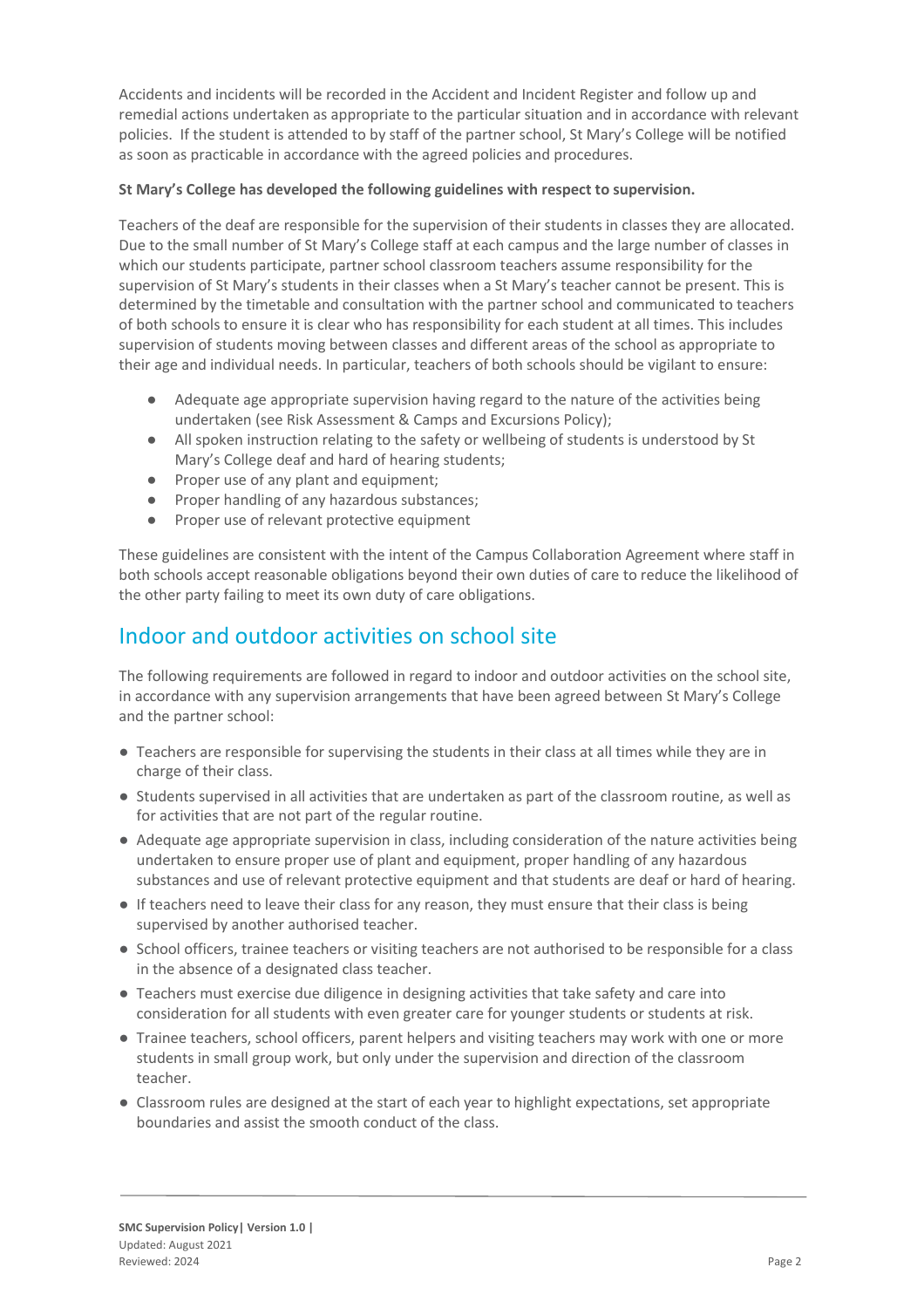Accidents and incidents will be recorded in the Accident and Incident Register and follow up and remedial actions undertaken as appropriate to the particular situation and in accordance with relevant policies. If the student is attended to by staff of the partner school, St Mary's College will be notified as soon as practicable in accordance with the agreed policies and procedures.

**St Mary's College has developed the following guidelines with respect to supervision.**

Teachers of the deaf are responsible for the supervision of their students in classes they are allocated. Due to the small number of St Mary's College staff at each campus and the large number of classes in which our students participate, partner school classroom teachers assume responsibility for the supervision of St Mary's students in their classes when a St Mary's teacher cannot be present. This is determined by the timetable and consultation with the partner school and communicated to teachers of both schools to ensure it is clear who has responsibility for each student at all times. This includes supervision of students moving between classes and different areas of the school as appropriate to their age and individual needs. In particular, teachers of both schools should be vigilant to ensure:

- Adequate age appropriate supervision having regard to the nature of the activities being undertaken (see Risk Assessment & Camps and Excursions Policy);
- All spoken instruction relating to the safety or wellbeing of students is understood by St Mary's College deaf and hard of hearing students;
- Proper use of any plant and equipment;
- Proper handling of any hazardous substances;
- Proper use of relevant protective equipment

These guidelines are consistent with the intent of the Campus Collaboration Agreement where staff in both schools accept reasonable obligations beyond their own duties of care to reduce the likelihood of the other party failing to meet its own duty of care obligations.

## Indoor and outdoor activities on school site

The following requirements are followed in regard to indoor and outdoor activities on the school site, in accordance with any supervision arrangements that have been agreed between St Mary's College and the partner school:

- Teachers are responsible for supervising the students in their class at all times while they are in charge of their class.
- Students supervised in all activities that are undertaken as part of the classroom routine, as well as for activities that are not part of the regular routine.
- Adequate age appropriate supervision in class, including consideration of the nature activities being undertaken to ensure proper use of plant and equipment, proper handling of any hazardous substances and use of relevant protective equipment and that students are deaf or hard of hearing.
- If teachers need to leave their class for any reason, they must ensure that their class is being supervised by another authorised teacher.
- School officers, trainee teachers or visiting teachers are not authorised to be responsible for a class in the absence of a designated class teacher.
- Teachers must exercise due diligence in designing activities that take safety and care into consideration for all students with even greater care for younger students or students at risk.
- Trainee teachers, school officers, parent helpers and visiting teachers may work with one or more students in small group work, but only under the supervision and direction of the classroom teacher.
- Classroom rules are designed at the start of each year to highlight expectations, set appropriate boundaries and assist the smooth conduct of the class.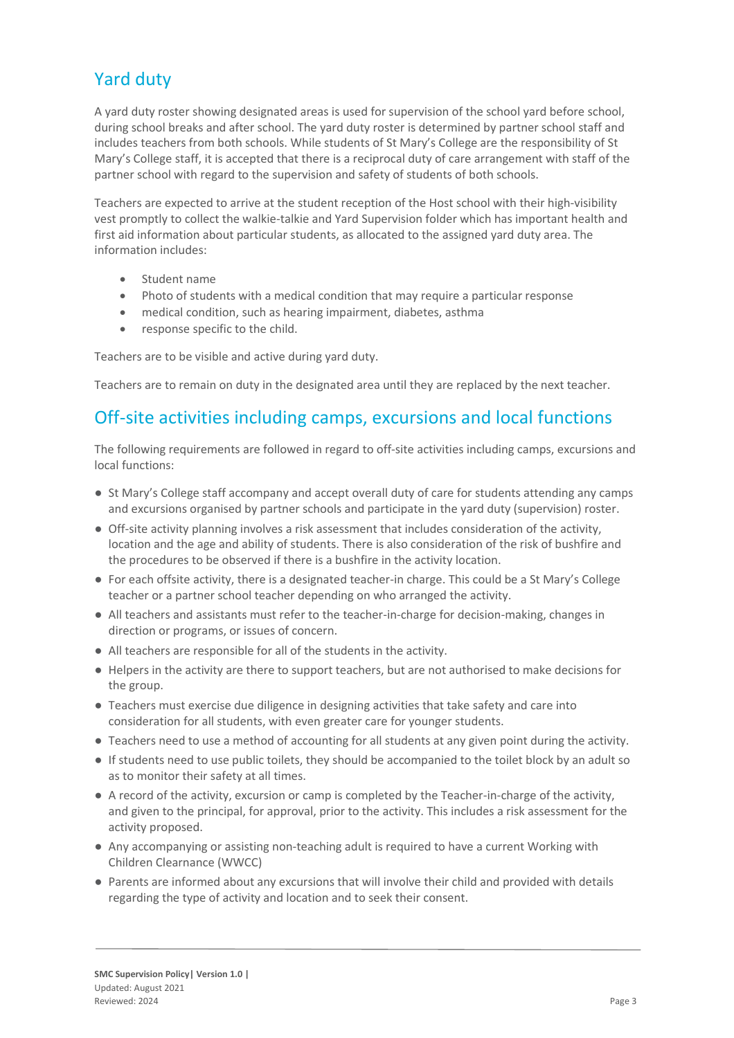## Yard duty

A yard duty roster showing designated areas is used for supervision of the school yard before school, during school breaks and after school. The yard duty roster is determined by partner school staff and includes teachers from both schools. While students of St Mary's College are the responsibility of St Mary's College staff, it is accepted that there is a reciprocal duty of care arrangement with staff of the partner school with regard to the supervision and safety of students of both schools.

Teachers are expected to arrive at the student reception of the Host school with their high-visibility vest promptly to collect the walkie-talkie and Yard Supervision folder which has important health and first aid information about particular students, as allocated to the assigned yard duty area. The information includes:

- Student name
- Photo of students with a medical condition that may require a particular response
- medical condition, such as hearing impairment, diabetes, asthma
- response specific to the child.

Teachers are to be visible and active during yard duty.

Teachers are to remain on duty in the designated area until they are replaced by the next teacher.

## Off-site activities including camps, excursions and local functions

The following requirements are followed in regard to off-site activities including camps, excursions and local functions:

- St Mary's College staff accompany and accept overall duty of care for students attending any camps and excursions organised by partner schools and participate in the yard duty (supervision) roster.
- Off-site activity planning involves a risk assessment that includes consideration of the activity, location and the age and ability of students. There is also consideration of the risk of bushfire and the procedures to be observed if there is a bushfire in the activity location.
- For each offsite activity, there is a designated teacher-in charge. This could be a St Mary's College teacher or a partner school teacher depending on who arranged the activity.
- All teachers and assistants must refer to the teacher-in-charge for decision-making, changes in direction or programs, or issues of concern.
- All teachers are responsible for all of the students in the activity.
- Helpers in the activity are there to support teachers, but are not authorised to make decisions for the group.
- Teachers must exercise due diligence in designing activities that take safety and care into consideration for all students, with even greater care for younger students.
- Teachers need to use a method of accounting for all students at any given point during the activity.
- If students need to use public toilets, they should be accompanied to the toilet block by an adult so as to monitor their safety at all times.
- A record of the activity, excursion or camp is completed by the Teacher-in-charge of the activity, and given to the principal, for approval, prior to the activity. This includes a risk assessment for the activity proposed.
- Any accompanying or assisting non-teaching adult is required to have a current Working with Children Clearnance (WWCC)
- Parents are informed about any excursions that will involve their child and provided with details regarding the type of activity and location and to seek their consent.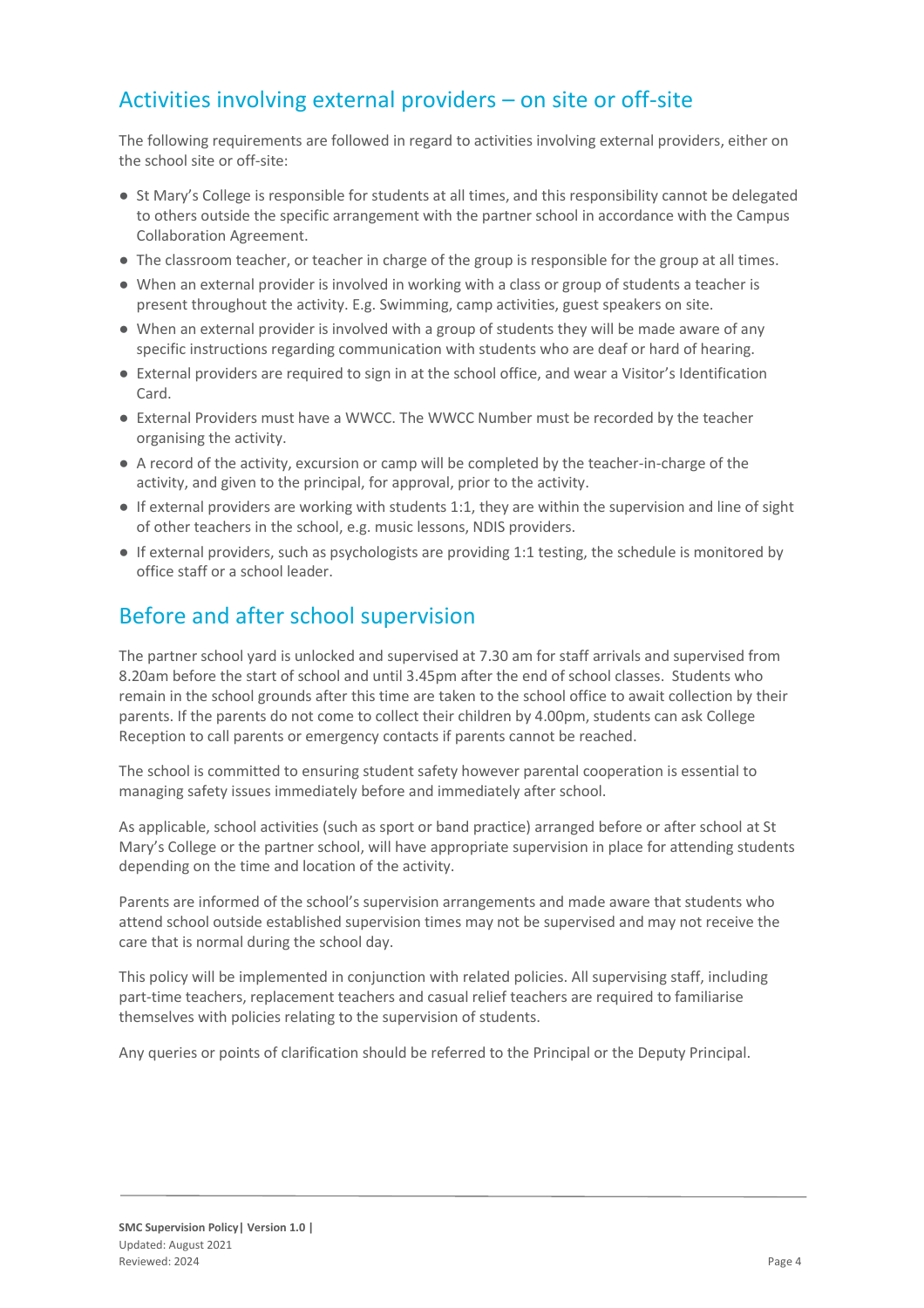## Activities involving external providers – on site or off-site

The following requirements are followed in regard to activities involving external providers, either on the school site or off-site:

- St Mary's College is responsible for students at all times, and this responsibility cannot be delegated to others outside the specific arrangement with the partner school in accordance with the Campus Collaboration Agreement.
- The classroom teacher, or teacher in charge of the group is responsible for the group at all times.
- When an external provider is involved in working with a class or group of students a teacher is present throughout the activity. E.g. Swimming, camp activities, guest speakers on site.
- When an external provider is involved with a group of students they will be made aware of any specific instructions regarding communication with students who are deaf or hard of hearing.
- External providers are required to sign in at the school office, and wear a Visitor's Identification Card.
- External Providers must have a WWCC. The WWCC Number must be recorded by the teacher organising the activity.
- A record of the activity, excursion or camp will be completed by the teacher-in-charge of the activity, and given to the principal, for approval, prior to the activity.
- If external providers are working with students 1:1, they are within the supervision and line of sight of other teachers in the school, e.g. music lessons, NDIS providers.
- If external providers, such as psychologists are providing 1:1 testing, the schedule is monitored by office staff or a school leader.

## Before and after school supervision

The partner school yard is unlocked and supervised at 7.30 am for staff arrivals and supervised from 8.20am before the start of school and until 3.45pm after the end of school classes. Students who remain in the school grounds after this time are taken to the school office to await collection by their parents. If the parents do not come to collect their children by 4.00pm, students can ask College Reception to call parents or emergency contacts if parents cannot be reached.

The school is committed to ensuring student safety however parental cooperation is essential to managing safety issues immediately before and immediately after school.

As applicable, school activities (such as sport or band practice) arranged before or after school at St Mary's College or the partner school, will have appropriate supervision in place for attending students depending on the time and location of the activity.

Parents are informed of the school's supervision arrangements and made aware that students who attend school outside established supervision times may not be supervised and may not receive the care that is normal during the school day.

This policy will be implemented in conjunction with related policies. All supervising staff, including part-time teachers, replacement teachers and casual relief teachers are required to familiarise themselves with policies relating to the supervision of students.

Any queries or points of clarification should be referred to the Principal or the Deputy Principal.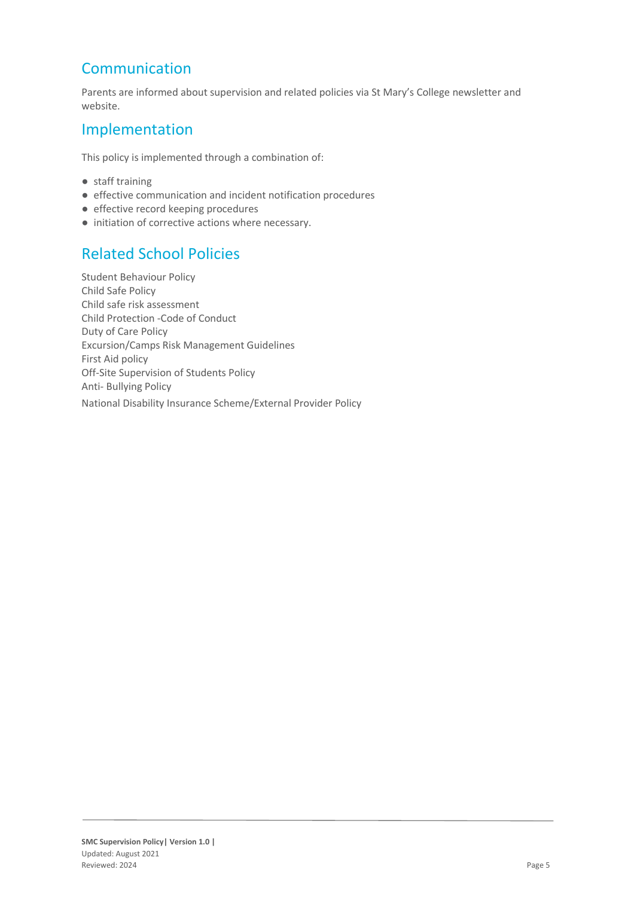## Communication

Parents are informed about supervision and related policies via St Mary's College newsletter and website.

## Implementation

This policy is implemented through a combination of:

- staff training
- effective communication and incident notification procedures
- effective record keeping procedures
- initiation of corrective actions where necessary.

## Related School Policies

Student Behaviour Policy
Child Safe Policy
Child safe risk assessment
Child Protection -Code of Conduct
Duty of Care Policy
Excursion/Camps Risk Management Guidelines
First Aid policy
Off-Site Supervision of Students Policy
Anti- Bullying Policy
National Disability Insurance Scheme/External Provider Policy